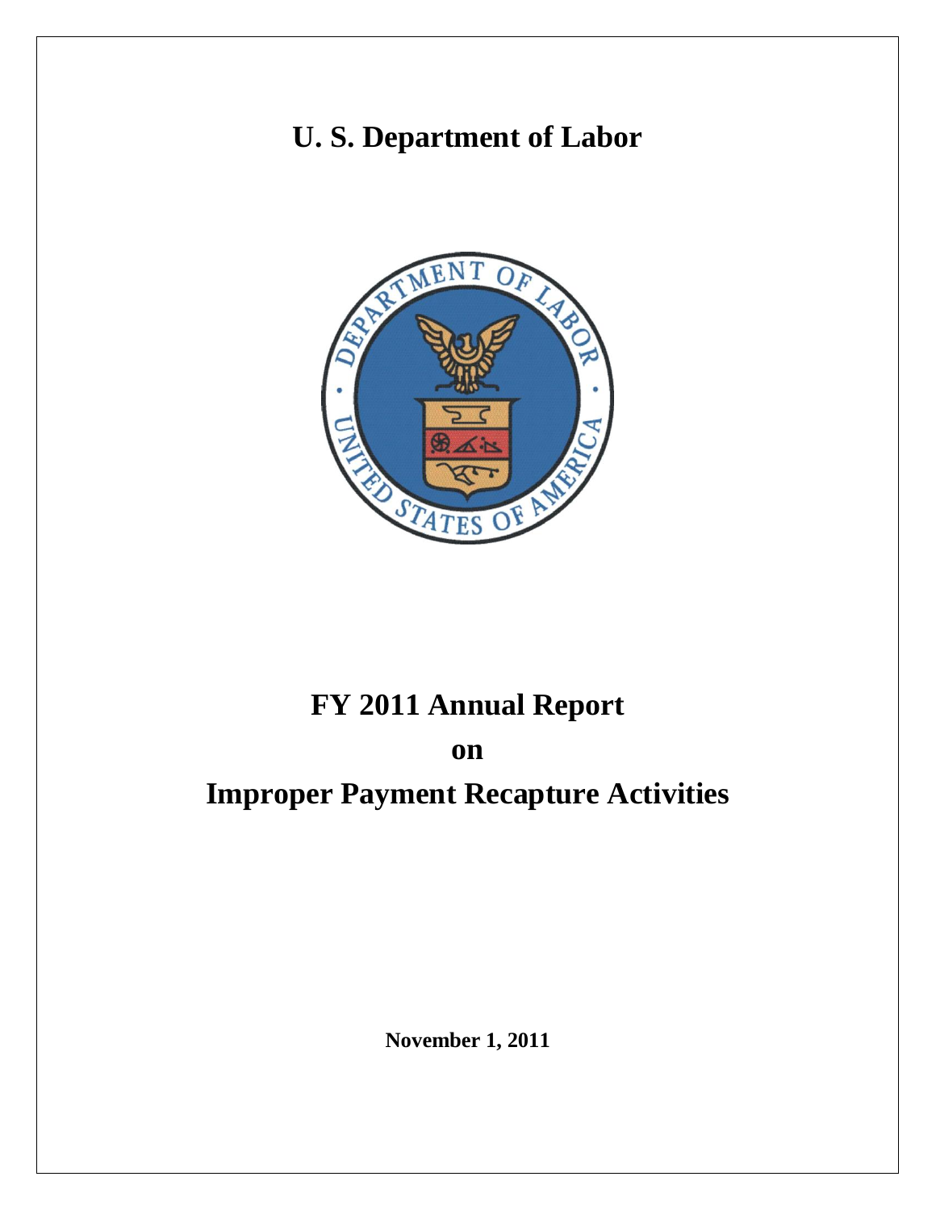# U. S. Department of Labor

# FY 2011 Annual Report
# on
# Improper Payment Recapture Activities

**November 1, 2011**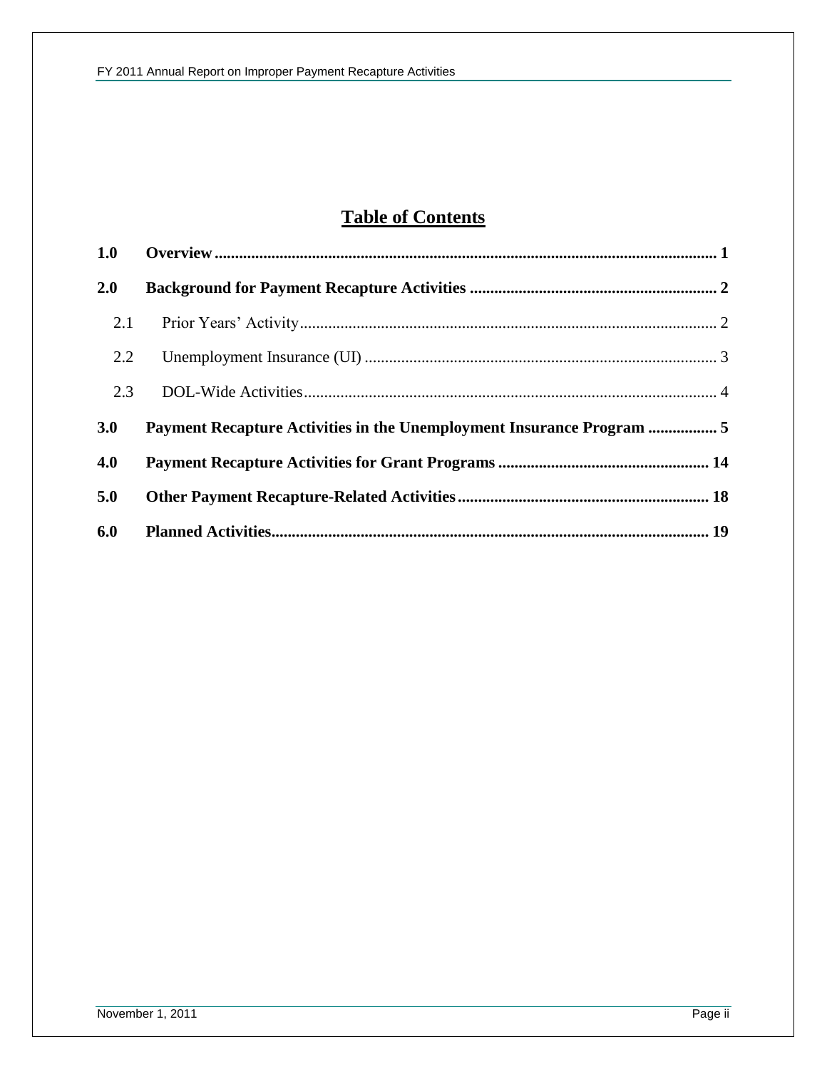# Table of Contents

**1.0 Overview** ..... **1**

**2.0 Background for Payment Recapture Activities** ..... **2**

2.1 Prior Years' Activity ..... 2

2.2 Unemployment Insurance (UI) ..... 3

2.3 DOL-Wide Activities ..... 4

**3.0 Payment Recapture Activities in the Unemployment Insurance Program** ..... **5**

**4.0 Payment Recapture Activities for Grant Programs** ..... **14**

**5.0 Other Payment Recapture-Related Activities** ..... **18**

**6.0 Planned Activities** ..... **19**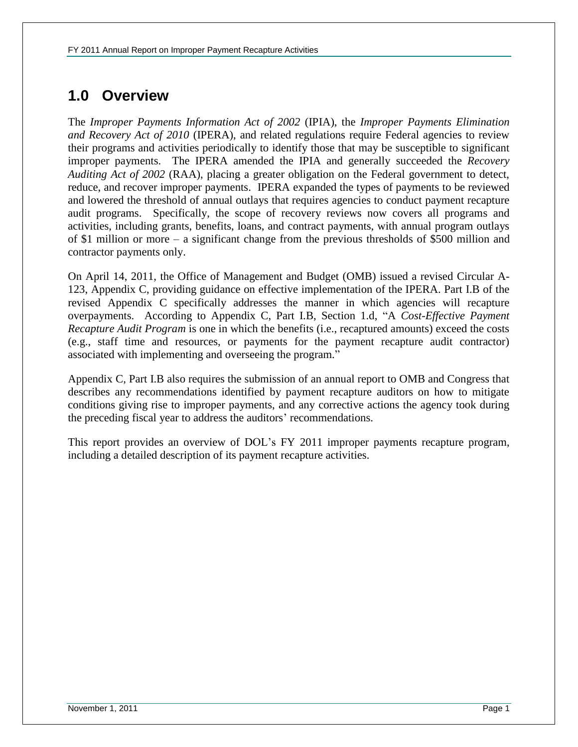# 1.0 Overview

The *Improper Payments Information Act of 2002* (IPIA), the *Improper Payments Elimination and Recovery Act of 2010* (IPERA), and related regulations require Federal agencies to review their programs and activities periodically to identify those that may be susceptible to significant improper payments. The IPERA amended the IPIA and generally succeeded the *Recovery Auditing Act of 2002* (RAA), placing a greater obligation on the Federal government to detect, reduce, and recover improper payments. IPERA expanded the types of payments to be reviewed and lowered the threshold of annual outlays that requires agencies to conduct payment recapture audit programs. Specifically, the scope of recovery reviews now covers all programs and activities, including grants, benefits, loans, and contract payments, with annual program outlays of $1 million or more – a significant change from the previous thresholds of $500 million and contractor payments only.

On April 14, 2011, the Office of Management and Budget (OMB) issued a revised Circular A-123, Appendix C, providing guidance on effective implementation of the IPERA. Part I.B of the revised Appendix C specifically addresses the manner in which agencies will recapture overpayments. According to Appendix C, Part I.B, Section 1.d, "A *Cost-Effective Payment Recapture Audit Program* is one in which the benefits (i.e., recaptured amounts) exceed the costs (e.g., staff time and resources, or payments for the payment recapture audit contractor) associated with implementing and overseeing the program."

Appendix C, Part I.B also requires the submission of an annual report to OMB and Congress that describes any recommendations identified by payment recapture auditors on how to mitigate conditions giving rise to improper payments, and any corrective actions the agency took during the preceding fiscal year to address the auditors' recommendations.

This report provides an overview of DOL's FY 2011 improper payments recapture program, including a detailed description of its payment recapture activities.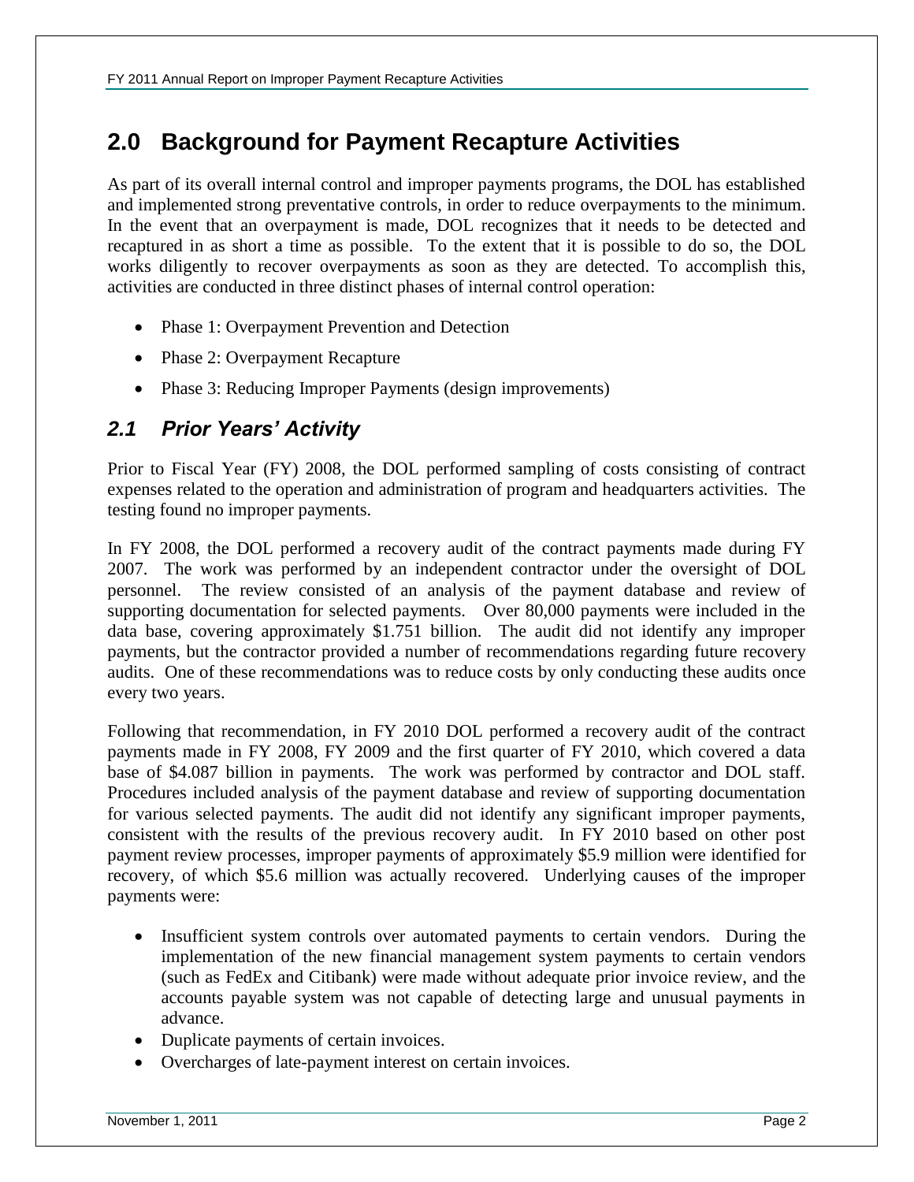## 2.0 Background for Payment Recapture Activities

As part of its overall internal control and improper payments programs, the DOL has established and implemented strong preventative controls, in order to reduce overpayments to the minimum. In the event that an overpayment is made, DOL recognizes that it needs to be detected and recaptured in as short a time as possible. To the extent that it is possible to do so, the DOL works diligently to recover overpayments as soon as they are detected. To accomplish this, activities are conducted in three distinct phases of internal control operation:

- Phase 1: Overpayment Prevention and Detection
- Phase 2: Overpayment Recapture
- Phase 3: Reducing Improper Payments (design improvements)

### *2.1 Prior Years' Activity*

Prior to Fiscal Year (FY) 2008, the DOL performed sampling of costs consisting of contract expenses related to the operation and administration of program and headquarters activities. The testing found no improper payments.

In FY 2008, the DOL performed a recovery audit of the contract payments made during FY 2007. The work was performed by an independent contractor under the oversight of DOL personnel. The review consisted of an analysis of the payment database and review of supporting documentation for selected payments. Over 80,000 payments were included in the data base, covering approximately $1.751 billion. The audit did not identify any improper payments, but the contractor provided a number of recommendations regarding future recovery audits. One of these recommendations was to reduce costs by only conducting these audits once every two years.

Following that recommendation, in FY 2010 DOL performed a recovery audit of the contract payments made in FY 2008, FY 2009 and the first quarter of FY 2010, which covered a data base of $4.087 billion in payments. The work was performed by contractor and DOL staff. Procedures included analysis of the payment database and review of supporting documentation for various selected payments. The audit did not identify any significant improper payments, consistent with the results of the previous recovery audit. In FY 2010 based on other post payment review processes, improper payments of approximately $5.9 million were identified for recovery, of which $5.6 million was actually recovered. Underlying causes of the improper payments were:

- Insufficient system controls over automated payments to certain vendors. During the implementation of the new financial management system payments to certain vendors (such as FedEx and Citibank) were made without adequate prior invoice review, and the accounts payable system was not capable of detecting large and unusual payments in advance.
- Duplicate payments of certain invoices.
- Overcharges of late-payment interest on certain invoices.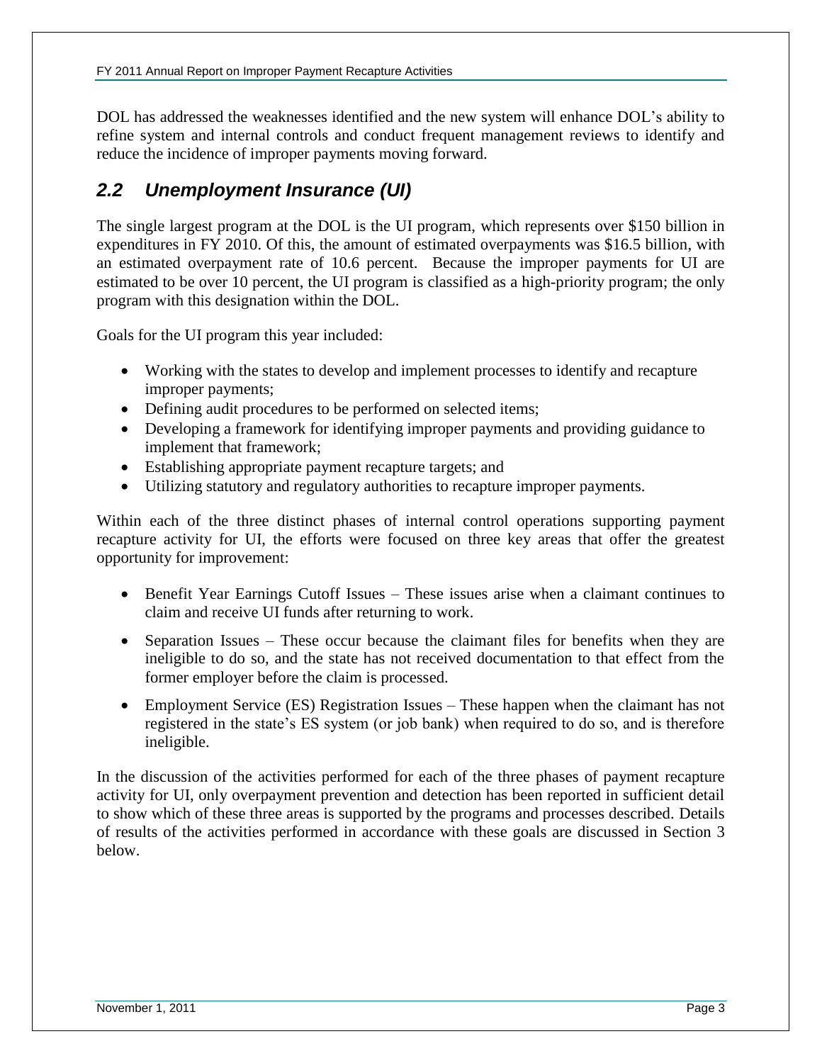DOL has addressed the weaknesses identified and the new system will enhance DOL's ability to refine system and internal controls and conduct frequent management reviews to identify and reduce the incidence of improper payments moving forward.

## *2.2 Unemployment Insurance (UI)*

The single largest program at the DOL is the UI program, which represents over $150 billion in expenditures in FY 2010. Of this, the amount of estimated overpayments was $16.5 billion, with an estimated overpayment rate of 10.6 percent. Because the improper payments for UI are estimated to be over 10 percent, the UI program is classified as a high-priority program; the only program with this designation within the DOL.

Goals for the UI program this year included:

- Working with the states to develop and implement processes to identify and recapture improper payments;
- Defining audit procedures to be performed on selected items;
- Developing a framework for identifying improper payments and providing guidance to implement that framework;
- Establishing appropriate payment recapture targets; and
- Utilizing statutory and regulatory authorities to recapture improper payments.

Within each of the three distinct phases of internal control operations supporting payment recapture activity for UI, the efforts were focused on three key areas that offer the greatest opportunity for improvement:

- Benefit Year Earnings Cutoff Issues – These issues arise when a claimant continues to claim and receive UI funds after returning to work.
- Separation Issues – These occur because the claimant files for benefits when they are ineligible to do so, and the state has not received documentation to that effect from the former employer before the claim is processed.
- Employment Service (ES) Registration Issues – These happen when the claimant has not registered in the state's ES system (or job bank) when required to do so, and is therefore ineligible.

In the discussion of the activities performed for each of the three phases of payment recapture activity for UI, only overpayment prevention and detection has been reported in sufficient detail to show which of these three areas is supported by the programs and processes described. Details of results of the activities performed in accordance with these goals are discussed in Section 3 below.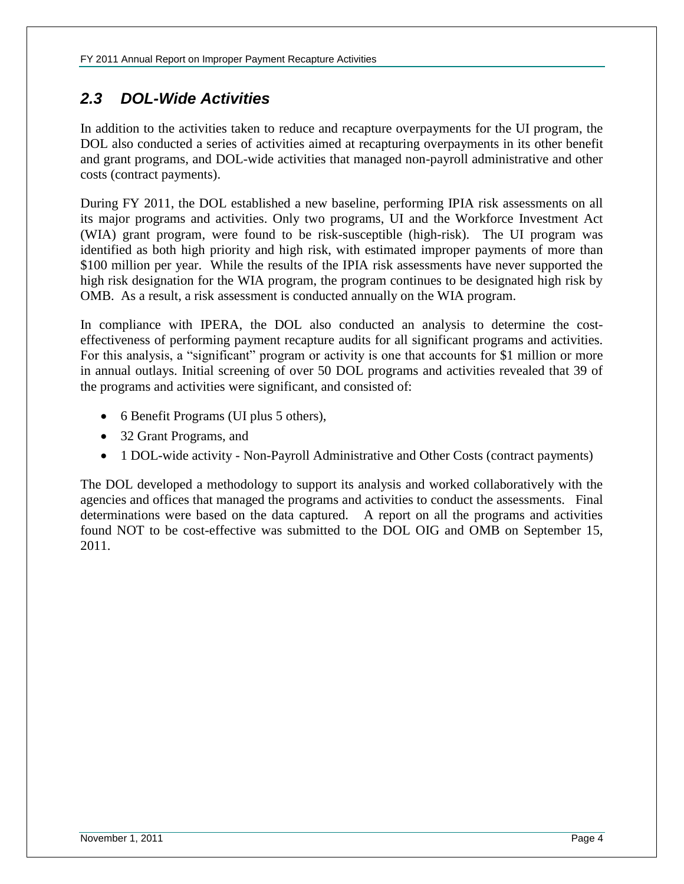## *2.3 DOL-Wide Activities*

In addition to the activities taken to reduce and recapture overpayments for the UI program, the DOL also conducted a series of activities aimed at recapturing overpayments in its other benefit and grant programs, and DOL-wide activities that managed non-payroll administrative and other costs (contract payments).

During FY 2011, the DOL established a new baseline, performing IPIA risk assessments on all its major programs and activities. Only two programs, UI and the Workforce Investment Act (WIA) grant program, were found to be risk-susceptible (high-risk). The UI program was identified as both high priority and high risk, with estimated improper payments of more than $100 million per year. While the results of the IPIA risk assessments have never supported the high risk designation for the WIA program, the program continues to be designated high risk by OMB. As a result, a risk assessment is conducted annually on the WIA program.

In compliance with IPERA, the DOL also conducted an analysis to determine the cost-effectiveness of performing payment recapture audits for all significant programs and activities. For this analysis, a "significant" program or activity is one that accounts for $1 million or more in annual outlays. Initial screening of over 50 DOL programs and activities revealed that 39 of the programs and activities were significant, and consisted of:

- 6 Benefit Programs (UI plus 5 others),
- 32 Grant Programs, and
- 1 DOL-wide activity - Non-Payroll Administrative and Other Costs (contract payments)

The DOL developed a methodology to support its analysis and worked collaboratively with the agencies and offices that managed the programs and activities to conduct the assessments. Final determinations were based on the data captured. A report on all the programs and activities found NOT to be cost-effective was submitted to the DOL OIG and OMB on September 15, 2011.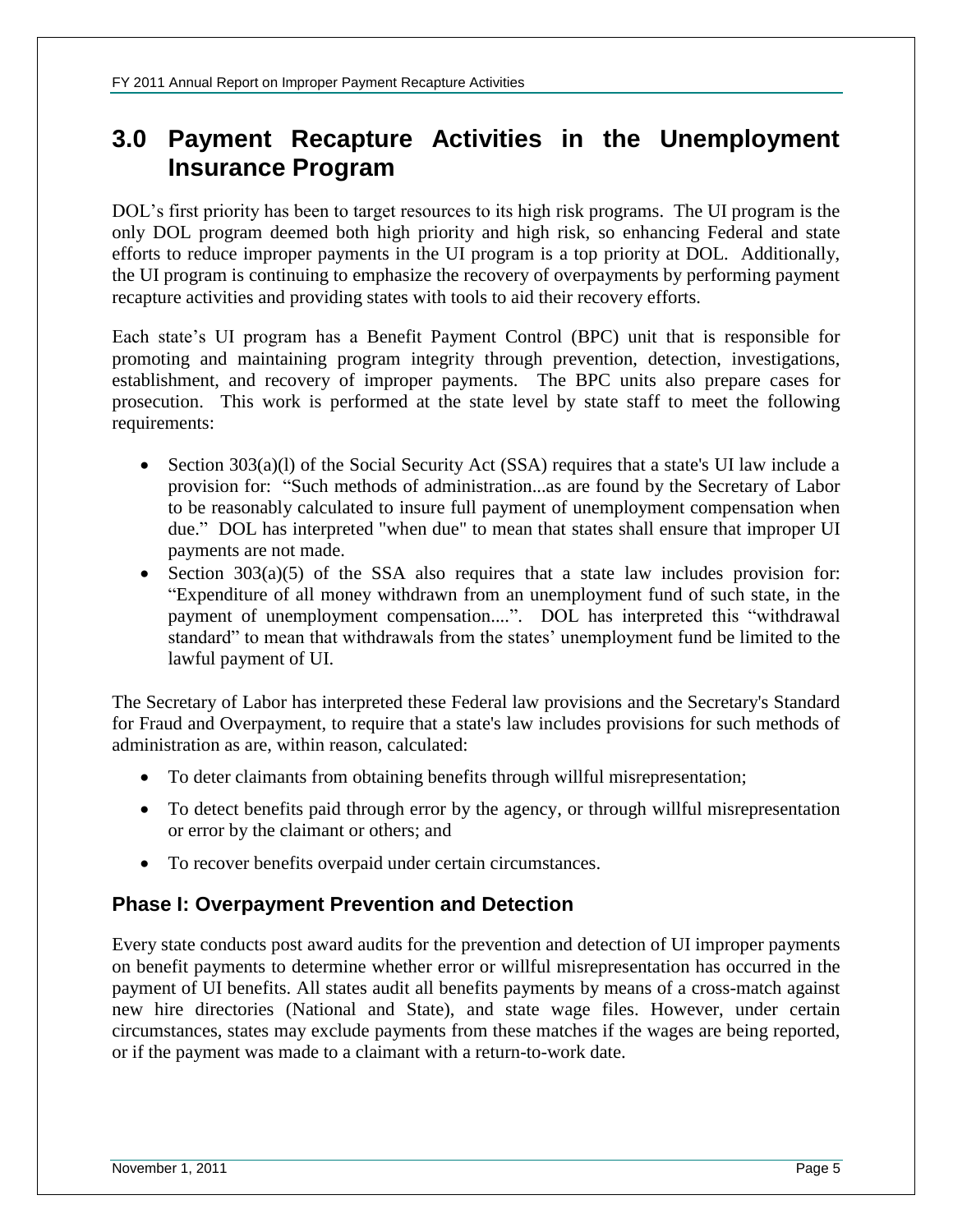# 3.0 Payment Recapture Activities in the Unemployment Insurance Program

DOL's first priority has been to target resources to its high risk programs. The UI program is the only DOL program deemed both high priority and high risk, so enhancing Federal and state efforts to reduce improper payments in the UI program is a top priority at DOL. Additionally, the UI program is continuing to emphasize the recovery of overpayments by performing payment recapture activities and providing states with tools to aid their recovery efforts.

Each state's UI program has a Benefit Payment Control (BPC) unit that is responsible for promoting and maintaining program integrity through prevention, detection, investigations, establishment, and recovery of improper payments. The BPC units also prepare cases for prosecution. This work is performed at the state level by state staff to meet the following requirements:

- Section 303(a)(l) of the Social Security Act (SSA) requires that a state's UI law include a provision for: "Such methods of administration...as are found by the Secretary of Labor to be reasonably calculated to insure full payment of unemployment compensation when due." DOL has interpreted "when due" to mean that states shall ensure that improper UI payments are not made.
- Section 303(a)(5) of the SSA also requires that a state law includes provision for: "Expenditure of all money withdrawn from an unemployment fund of such state, in the payment of unemployment compensation....". DOL has interpreted this "withdrawal standard" to mean that withdrawals from the states' unemployment fund be limited to the lawful payment of UI.

The Secretary of Labor has interpreted these Federal law provisions and the Secretary's Standard for Fraud and Overpayment, to require that a state's law includes provisions for such methods of administration as are, within reason, calculated:

- To deter claimants from obtaining benefits through willful misrepresentation;
- To detect benefits paid through error by the agency, or through willful misrepresentation or error by the claimant or others; and
- To recover benefits overpaid under certain circumstances.

## Phase I: Overpayment Prevention and Detection

Every state conducts post award audits for the prevention and detection of UI improper payments on benefit payments to determine whether error or willful misrepresentation has occurred in the payment of UI benefits. All states audit all benefits payments by means of a cross-match against new hire directories (National and State), and state wage files. However, under certain circumstances, states may exclude payments from these matches if the wages are being reported, or if the payment was made to a claimant with a return-to-work date.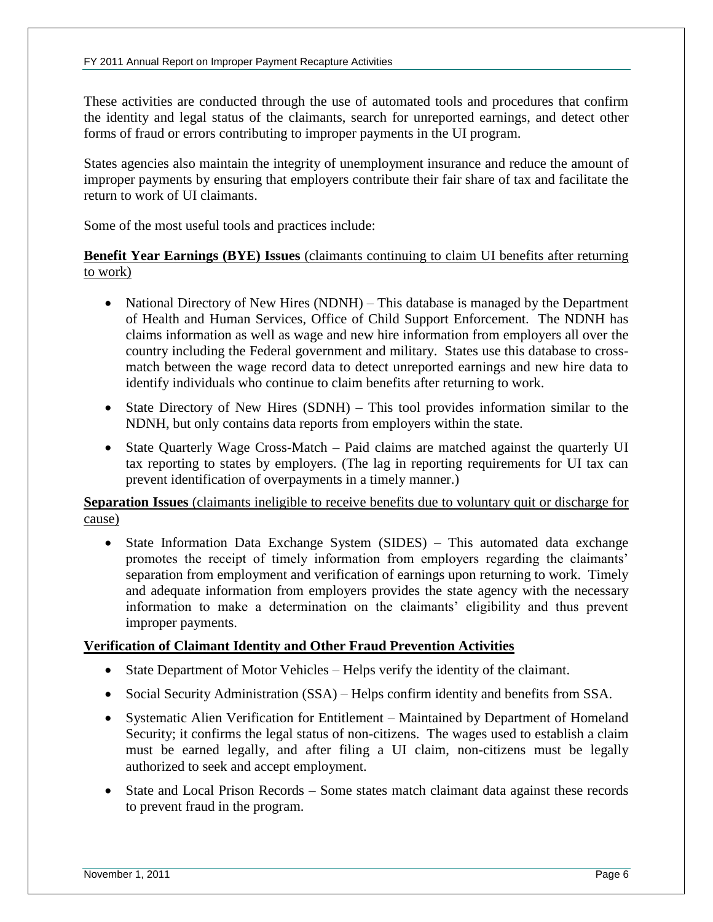These activities are conducted through the use of automated tools and procedures that confirm the identity and legal status of the claimants, search for unreported earnings, and detect other forms of fraud or errors contributing to improper payments in the UI program.

States agencies also maintain the integrity of unemployment insurance and reduce the amount of improper payments by ensuring that employers contribute their fair share of tax and facilitate the return to work of UI claimants.

Some of the most useful tools and practices include:

**Benefit Year Earnings (BYE) Issues** (claimants continuing to claim UI benefits after returning to work)

- National Directory of New Hires (NDNH) – This database is managed by the Department of Health and Human Services, Office of Child Support Enforcement. The NDNH has claims information as well as wage and new hire information from employers all over the country including the Federal government and military. States use this database to cross-match between the wage record data to detect unreported earnings and new hire data to identify individuals who continue to claim benefits after returning to work.
- State Directory of New Hires (SDNH) – This tool provides information similar to the NDNH, but only contains data reports from employers within the state.
- State Quarterly Wage Cross-Match – Paid claims are matched against the quarterly UI tax reporting to states by employers. (The lag in reporting requirements for UI tax can prevent identification of overpayments in a timely manner.)

**Separation Issues** (claimants ineligible to receive benefits due to voluntary quit or discharge for cause)

- State Information Data Exchange System (SIDES) – This automated data exchange promotes the receipt of timely information from employers regarding the claimants' separation from employment and verification of earnings upon returning to work. Timely and adequate information from employers provides the state agency with the necessary information to make a determination on the claimants' eligibility and thus prevent improper payments.

**Verification of Claimant Identity and Other Fraud Prevention Activities**

- State Department of Motor Vehicles – Helps verify the identity of the claimant.
- Social Security Administration (SSA) – Helps confirm identity and benefits from SSA.
- Systematic Alien Verification for Entitlement – Maintained by Department of Homeland Security; it confirms the legal status of non-citizens. The wages used to establish a claim must be earned legally, and after filing a UI claim, non-citizens must be legally authorized to seek and accept employment.
- State and Local Prison Records – Some states match claimant data against these records to prevent fraud in the program.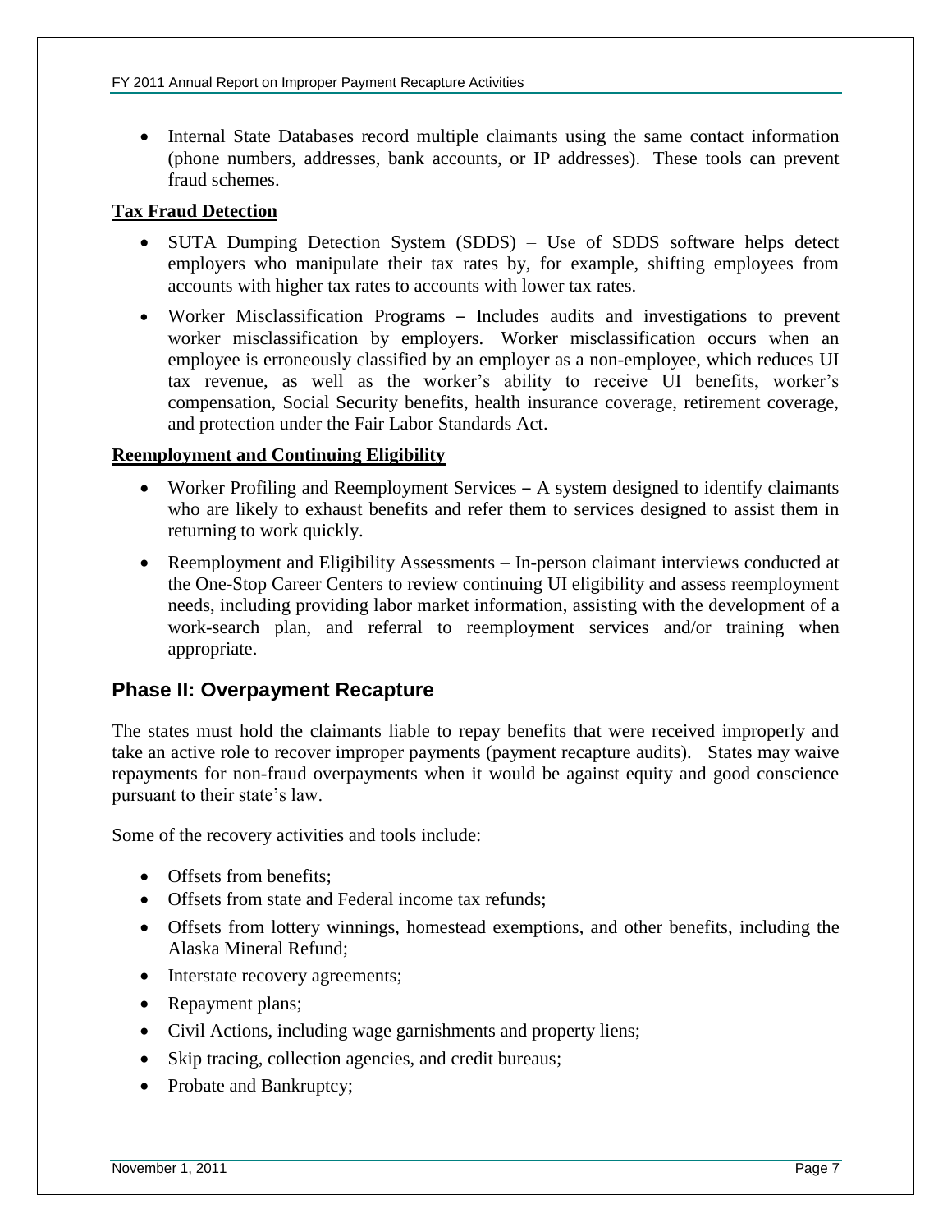- Internal State Databases record multiple claimants using the same contact information (phone numbers, addresses, bank accounts, or IP addresses). These tools can prevent fraud schemes.

**Tax Fraud Detection**

- SUTA Dumping Detection System (SDDS) – Use of SDDS software helps detect employers who manipulate their tax rates by, for example, shifting employees from accounts with higher tax rates to accounts with lower tax rates.
- Worker Misclassification Programs – Includes audits and investigations to prevent worker misclassification by employers. Worker misclassification occurs when an employee is erroneously classified by an employer as a non-employee, which reduces UI tax revenue, as well as the worker's ability to receive UI benefits, worker's compensation, Social Security benefits, health insurance coverage, retirement coverage, and protection under the Fair Labor Standards Act.

**Reemployment and Continuing Eligibility**

- Worker Profiling and Reemployment Services – A system designed to identify claimants who are likely to exhaust benefits and refer them to services designed to assist them in returning to work quickly.
- Reemployment and Eligibility Assessments – In-person claimant interviews conducted at the One-Stop Career Centers to review continuing UI eligibility and assess reemployment needs, including providing labor market information, assisting with the development of a work-search plan, and referral to reemployment services and/or training when appropriate.

## Phase II: Overpayment Recapture

The states must hold the claimants liable to repay benefits that were received improperly and take an active role to recover improper payments (payment recapture audits). States may waive repayments for non-fraud overpayments when it would be against equity and good conscience pursuant to their state's law.

Some of the recovery activities and tools include:

- Offsets from benefits;
- Offsets from state and Federal income tax refunds;
- Offsets from lottery winnings, homestead exemptions, and other benefits, including the Alaska Mineral Refund;
- Interstate recovery agreements;
- Repayment plans;
- Civil Actions, including wage garnishments and property liens;
- Skip tracing, collection agencies, and credit bureaus;
- Probate and Bankruptcy;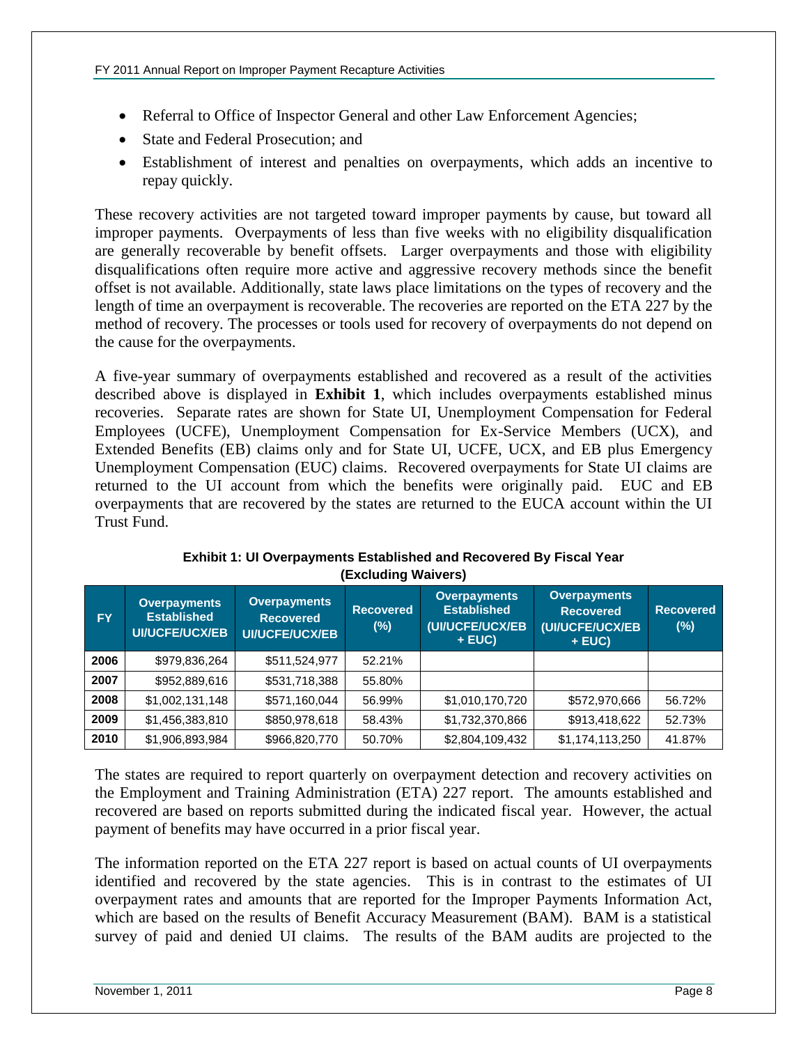- Referral to Office of Inspector General and other Law Enforcement Agencies;
- State and Federal Prosecution; and
- Establishment of interest and penalties on overpayments, which adds an incentive to repay quickly.

These recovery activities are not targeted toward improper payments by cause, but toward all improper payments. Overpayments of less than five weeks with no eligibility disqualification are generally recoverable by benefit offsets. Larger overpayments and those with eligibility disqualifications often require more active and aggressive recovery methods since the benefit offset is not available. Additionally, state laws place limitations on the types of recovery and the length of time an overpayment is recoverable. The recoveries are reported on the ETA 227 by the method of recovery. The processes or tools used for recovery of overpayments do not depend on the cause for the overpayments.

A five-year summary of overpayments established and recovered as a result of the activities described above is displayed in **Exhibit 1**, which includes overpayments established minus recoveries. Separate rates are shown for State UI, Unemployment Compensation for Federal Employees (UCFE), Unemployment Compensation for Ex-Service Members (UCX), and Extended Benefits (EB) claims only and for State UI, UCFE, UCX, and EB plus Emergency Unemployment Compensation (EUC) claims. Recovered overpayments for State UI claims are returned to the UI account from which the benefits were originally paid. EUC and EB overpayments that are recovered by the states are returned to the EUCA account within the UI Trust Fund.

**Exhibit 1: UI Overpayments Established and Recovered By Fiscal Year (Excluding Waivers)**

| FY | Overpayments Established UI/UCFE/UCX/EB | Overpayments Recovered UI/UCFE/UCX/EB | Recovered (%) | Overpayments Established (UI/UCFE/UCX/EB + EUC) | Overpayments Recovered (UI/UCFE/UCX/EB + EUC) | Recovered (%) |
|---|---|---|---|---|---|---|
| 2006 | $979,836,264 | $511,524,977 | 52.21% | | | |
| 2007 | $952,889,616 | $531,718,388 | 55.80% | | | |
| 2008 | $1,002,131,148 | $571,160,044 | 56.99% | $1,010,170,720 | $572,970,666 | 56.72% |
| 2009 | $1,456,383,810 | $850,978,618 | 58.43% | $1,732,370,866 | $913,418,622 | 52.73% |
| 2010 | $1,906,893,984 | $966,820,770 | 50.70% | $2,804,109,432 | $1,174,113,250 | 41.87% |

The states are required to report quarterly on overpayment detection and recovery activities on the Employment and Training Administration (ETA) 227 report. The amounts established and recovered are based on reports submitted during the indicated fiscal year. However, the actual payment of benefits may have occurred in a prior fiscal year.

The information reported on the ETA 227 report is based on actual counts of UI overpayments identified and recovered by the state agencies. This is in contrast to the estimates of UI overpayment rates and amounts that are reported for the Improper Payments Information Act, which are based on the results of Benefit Accuracy Measurement (BAM). BAM is a statistical survey of paid and denied UI claims. The results of the BAM audits are projected to the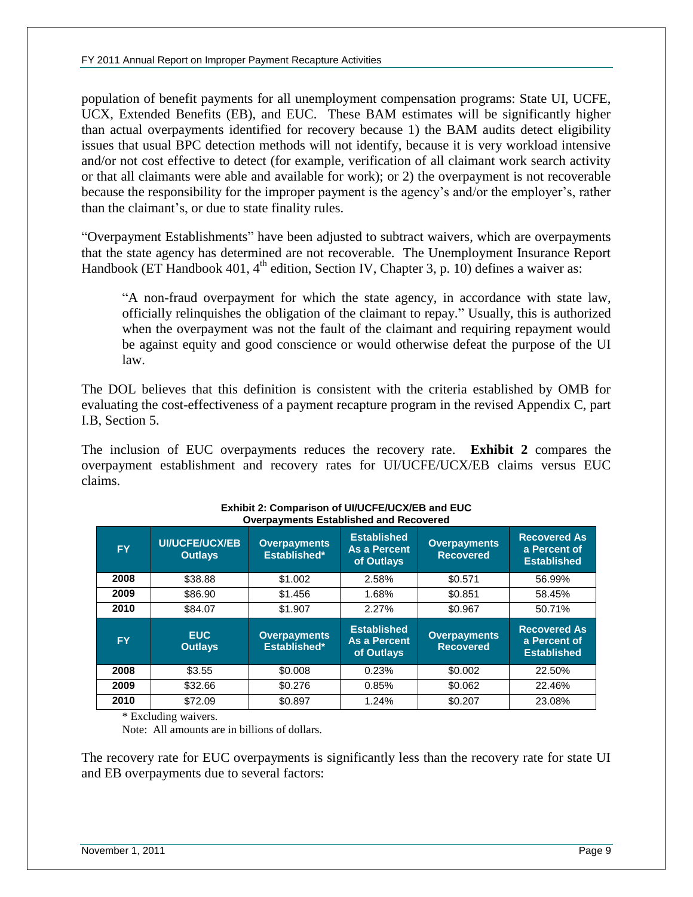population of benefit payments for all unemployment compensation programs: State UI, UCFE, UCX, Extended Benefits (EB), and EUC. These BAM estimates will be significantly higher than actual overpayments identified for recovery because 1) the BAM audits detect eligibility issues that usual BPC detection methods will not identify, because it is very workload intensive and/or not cost effective to detect (for example, verification of all claimant work search activity or that all claimants were able and available for work); or 2) the overpayment is not recoverable because the responsibility for the improper payment is the agency's and/or the employer's, rather than the claimant's, or due to state finality rules.

"Overpayment Establishments" have been adjusted to subtract waivers, which are overpayments that the state agency has determined are not recoverable. The Unemployment Insurance Report Handbook (ET Handbook 401, 4th edition, Section IV, Chapter 3, p. 10) defines a waiver as:

> "A non-fraud overpayment for which the state agency, in accordance with state law, officially relinquishes the obligation of the claimant to repay." Usually, this is authorized when the overpayment was not the fault of the claimant and requiring repayment would be against equity and good conscience or would otherwise defeat the purpose of the UI law.

The DOL believes that this definition is consistent with the criteria established by OMB for evaluating the cost-effectiveness of a payment recapture program in the revised Appendix C, part I.B, Section 5.

The inclusion of EUC overpayments reduces the recovery rate. **Exhibit 2** compares the overpayment establishment and recovery rates for UI/UCFE/UCX/EB claims versus EUC claims.

**Exhibit 2: Comparison of UI/UCFE/UCX/EB and EUC Overpayments Established and Recovered**

| FY | UI/UCFE/UCX/EB Outlays | Overpayments Established* | Established As a Percent of Outlays | Overpayments Recovered | Recovered As a Percent of Established |
|---|---|---|---|---|---|
| 2008 | $38.88 | $1.002 | 2.58% | $0.571 | 56.99% |
| 2009 | $86.90 | $1.456 | 1.68% | $0.851 | 58.45% |
| 2010 | $84.07 | $1.907 | 2.27% | $0.967 | 50.71% |
| **FY** | **EUC Outlays** | **Overpayments Established*** | **Established As a Percent of Outlays** | **Overpayments Recovered** | **Recovered As a Percent of Established** |
| 2008 | $3.55 | $0.008 | 0.23% | $0.002 | 22.50% |
| 2009 | $32.66 | $0.276 | 0.85% | $0.062 | 22.46% |
| 2010 | $72.09 | $0.897 | 1.24% | $0.207 | 23.08% |

\* Excluding waivers.

Note: All amounts are in billions of dollars.

The recovery rate for EUC overpayments is significantly less than the recovery rate for state UI and EB overpayments due to several factors: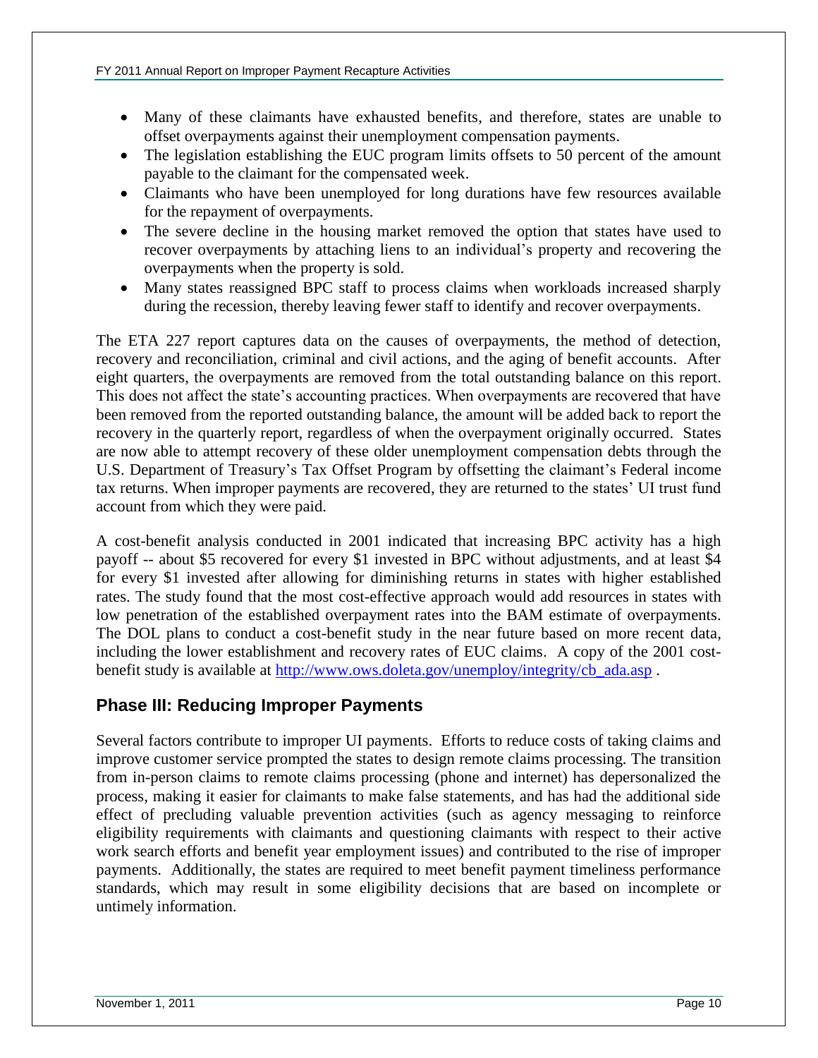- Many of these claimants have exhausted benefits, and therefore, states are unable to offset overpayments against their unemployment compensation payments.
- The legislation establishing the EUC program limits offsets to 50 percent of the amount payable to the claimant for the compensated week.
- Claimants who have been unemployed for long durations have few resources available for the repayment of overpayments.
- The severe decline in the housing market removed the option that states have used to recover overpayments by attaching liens to an individual's property and recovering the overpayments when the property is sold.
- Many states reassigned BPC staff to process claims when workloads increased sharply during the recession, thereby leaving fewer staff to identify and recover overpayments.

The ETA 227 report captures data on the causes of overpayments, the method of detection, recovery and reconciliation, criminal and civil actions, and the aging of benefit accounts. After eight quarters, the overpayments are removed from the total outstanding balance on this report. This does not affect the state's accounting practices. When overpayments are recovered that have been removed from the reported outstanding balance, the amount will be added back to report the recovery in the quarterly report, regardless of when the overpayment originally occurred. States are now able to attempt recovery of these older unemployment compensation debts through the U.S. Department of Treasury's Tax Offset Program by offsetting the claimant's Federal income tax returns. When improper payments are recovered, they are returned to the states' UI trust fund account from which they were paid.

A cost-benefit analysis conducted in 2001 indicated that increasing BPC activity has a high payoff -- about $5 recovered for every $1 invested in BPC without adjustments, and at least $4 for every $1 invested after allowing for diminishing returns in states with higher established rates. The study found that the most cost-effective approach would add resources in states with low penetration of the established overpayment rates into the BAM estimate of overpayments. The DOL plans to conduct a cost-benefit study in the near future based on more recent data, including the lower establishment and recovery rates of EUC claims. A copy of the 2001 cost-benefit study is available at [http://www.ows.doleta.gov/unemploy/integrity/cb_ada.asp](http://www.ows.doleta.gov/unemploy/integrity/cb_ada.asp) .

## Phase III: Reducing Improper Payments

Several factors contribute to improper UI payments. Efforts to reduce costs of taking claims and improve customer service prompted the states to design remote claims processing. The transition from in-person claims to remote claims processing (phone and internet) has depersonalized the process, making it easier for claimants to make false statements, and has had the additional side effect of precluding valuable prevention activities (such as agency messaging to reinforce eligibility requirements with claimants and questioning claimants with respect to their active work search efforts and benefit year employment issues) and contributed to the rise of improper payments. Additionally, the states are required to meet benefit payment timeliness performance standards, which may result in some eligibility decisions that are based on incomplete or untimely information.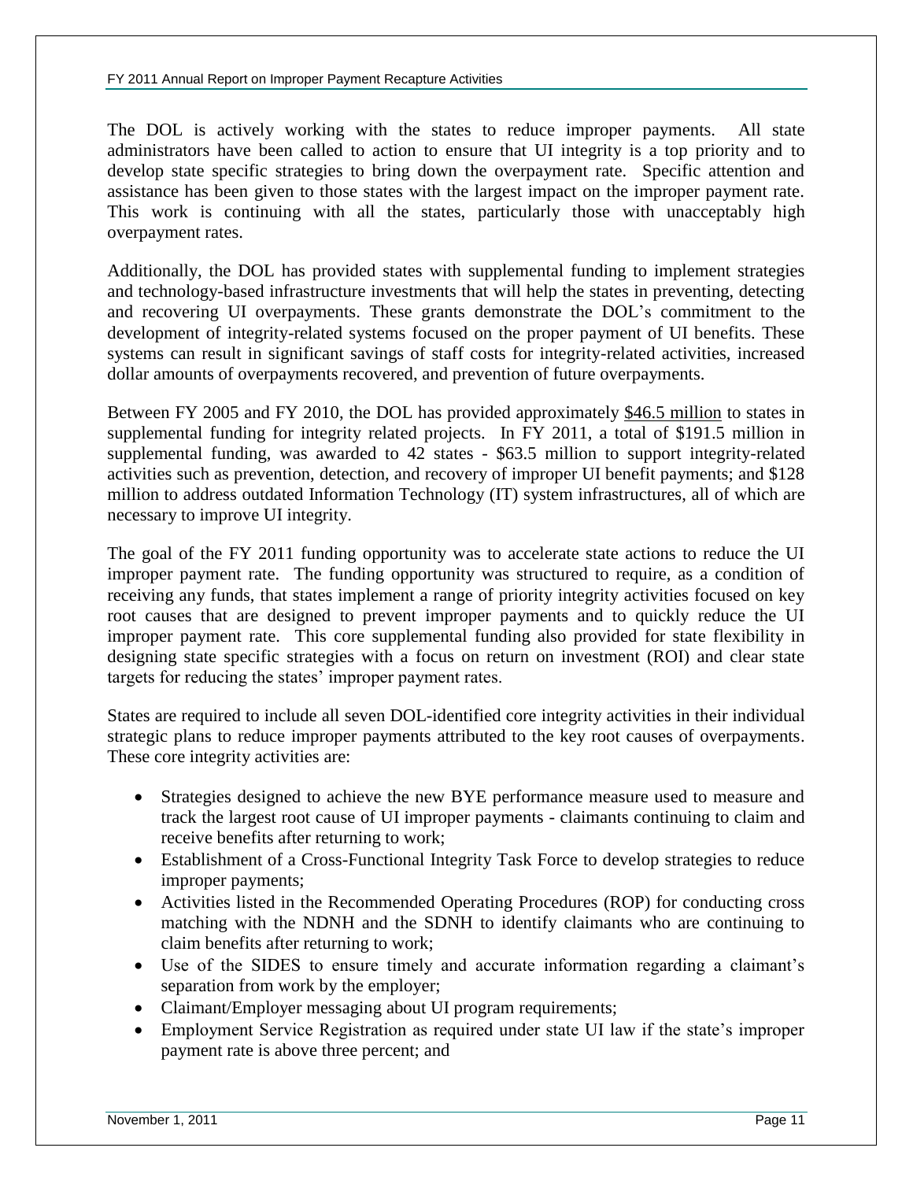The DOL is actively working with the states to reduce improper payments. All state administrators have been called to action to ensure that UI integrity is a top priority and to develop state specific strategies to bring down the overpayment rate. Specific attention and assistance has been given to those states with the largest impact on the improper payment rate. This work is continuing with all the states, particularly those with unacceptably high overpayment rates.

Additionally, the DOL has provided states with supplemental funding to implement strategies and technology-based infrastructure investments that will help the states in preventing, detecting and recovering UI overpayments. These grants demonstrate the DOL's commitment to the development of integrity-related systems focused on the proper payment of UI benefits. These systems can result in significant savings of staff costs for integrity-related activities, increased dollar amounts of overpayments recovered, and prevention of future overpayments.

Between FY 2005 and FY 2010, the DOL has provided approximately $46.5 million to states in supplemental funding for integrity related projects. In FY 2011, a total of $191.5 million in supplemental funding, was awarded to 42 states - $63.5 million to support integrity-related activities such as prevention, detection, and recovery of improper UI benefit payments; and $128 million to address outdated Information Technology (IT) system infrastructures, all of which are necessary to improve UI integrity.

The goal of the FY 2011 funding opportunity was to accelerate state actions to reduce the UI improper payment rate. The funding opportunity was structured to require, as a condition of receiving any funds, that states implement a range of priority integrity activities focused on key root causes that are designed to prevent improper payments and to quickly reduce the UI improper payment rate. This core supplemental funding also provided for state flexibility in designing state specific strategies with a focus on return on investment (ROI) and clear state targets for reducing the states' improper payment rates.

States are required to include all seven DOL-identified core integrity activities in their individual strategic plans to reduce improper payments attributed to the key root causes of overpayments. These core integrity activities are:

- Strategies designed to achieve the new BYE performance measure used to measure and track the largest root cause of UI improper payments - claimants continuing to claim and receive benefits after returning to work;
- Establishment of a Cross-Functional Integrity Task Force to develop strategies to reduce improper payments;
- Activities listed in the Recommended Operating Procedures (ROP) for conducting cross matching with the NDNH and the SDNH to identify claimants who are continuing to claim benefits after returning to work;
- Use of the SIDES to ensure timely and accurate information regarding a claimant's separation from work by the employer;
- Claimant/Employer messaging about UI program requirements;
- Employment Service Registration as required under state UI law if the state's improper payment rate is above three percent; and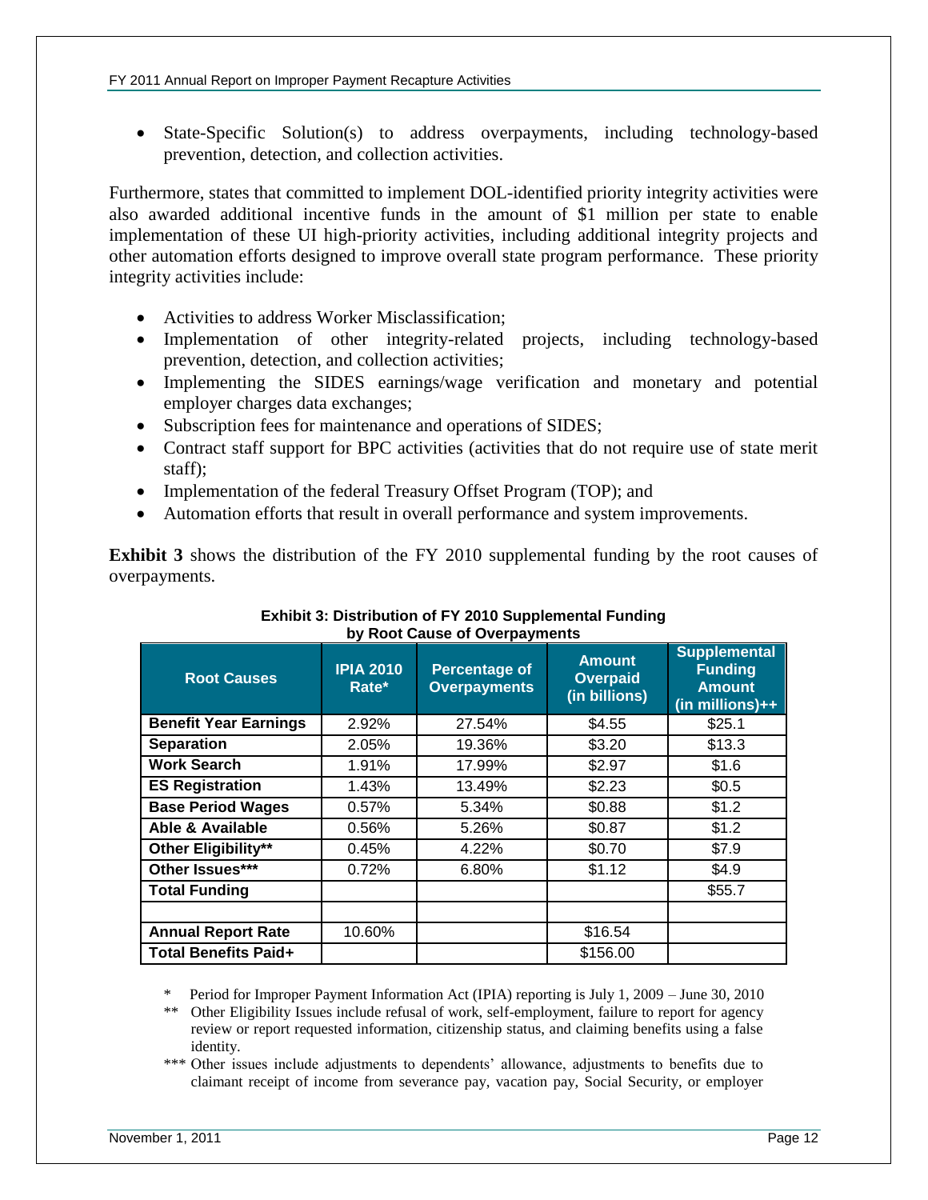- State-Specific Solution(s) to address overpayments, including technology-based prevention, detection, and collection activities.

Furthermore, states that committed to implement DOL-identified priority integrity activities were also awarded additional incentive funds in the amount of $1 million per state to enable implementation of these UI high-priority activities, including additional integrity projects and other automation efforts designed to improve overall state program performance. These priority integrity activities include:

- Activities to address Worker Misclassification;
- Implementation of other integrity-related projects, including technology-based prevention, detection, and collection activities;
- Implementing the SIDES earnings/wage verification and monetary and potential employer charges data exchanges;
- Subscription fees for maintenance and operations of SIDES;
- Contract staff support for BPC activities (activities that do not require use of state merit staff);
- Implementation of the federal Treasury Offset Program (TOP); and
- Automation efforts that result in overall performance and system improvements.

**Exhibit 3** shows the distribution of the FY 2010 supplemental funding by the root causes of overpayments.

**Exhibit 3: Distribution of FY 2010 Supplemental Funding by Root Cause of Overpayments**

| Root Causes | IPIA 2010 Rate* | Percentage of Overpayments | Amount Overpaid (in billions) | Supplemental Funding Amount (in millions)++ |
|---|---|---|---|---|
| **Benefit Year Earnings** | 2.92% | 27.54% | $4.55 | $25.1 |
| **Separation** | 2.05% | 19.36% | $3.20 | $13.3 |
| **Work Search** | 1.91% | 17.99% | $2.97 | $1.6 |
| **ES Registration** | 1.43% | 13.49% | $2.23 | $0.5 |
| **Base Period Wages** | 0.57% | 5.34% | $0.88 | $1.2 |
| **Able & Available** | 0.56% | 5.26% | $0.87 | $1.2 |
| **Other Eligibility**** | 0.45% | 4.22% | $0.70 | $7.9 |
| **Other Issues***** | 0.72% | 6.80% | $1.12 | $4.9 |
| **Total Funding** | | | | $55.7 |
| | | | | |
| **Annual Report Rate** | 10.60% | | $16.54 | |
| **Total Benefits Paid+** | | | $156.00 | |

\* Period for Improper Payment Information Act (IPIA) reporting is July 1, 2009 – June 30, 2010

** Other Eligibility Issues include refusal of work, self-employment, failure to report for agency review or report requested information, citizenship status, and claiming benefits using a false identity.

*** Other issues include adjustments to dependents' allowance, adjustments to benefits due to claimant receipt of income from severance pay, vacation pay, Social Security, or employer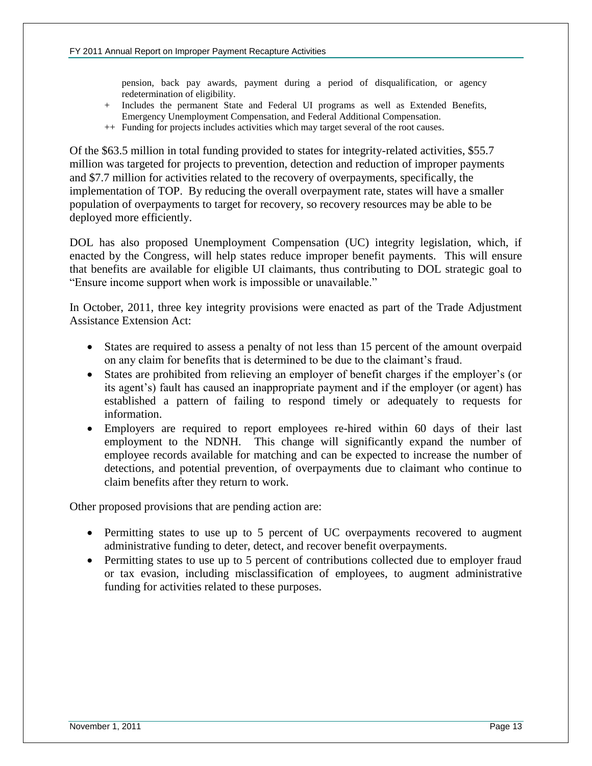pension, back pay awards, payment during a period of disqualification, or agency redetermination of eligibility.

+ Includes the permanent State and Federal UI programs as well as Extended Benefits, Emergency Unemployment Compensation, and Federal Additional Compensation.

++ Funding for projects includes activities which may target several of the root causes.

Of the $63.5 million in total funding provided to states for integrity-related activities, $55.7 million was targeted for projects to prevention, detection and reduction of improper payments and $7.7 million for activities related to the recovery of overpayments, specifically, the implementation of TOP. By reducing the overall overpayment rate, states will have a smaller population of overpayments to target for recovery, so recovery resources may be able to be deployed more efficiently.

DOL has also proposed Unemployment Compensation (UC) integrity legislation, which, if enacted by the Congress, will help states reduce improper benefit payments. This will ensure that benefits are available for eligible UI claimants, thus contributing to DOL strategic goal to "Ensure income support when work is impossible or unavailable."

In October, 2011, three key integrity provisions were enacted as part of the Trade Adjustment Assistance Extension Act:

- States are required to assess a penalty of not less than 15 percent of the amount overpaid on any claim for benefits that is determined to be due to the claimant's fraud.
- States are prohibited from relieving an employer of benefit charges if the employer's (or its agent's) fault has caused an inappropriate payment and if the employer (or agent) has established a pattern of failing to respond timely or adequately to requests for information.
- Employers are required to report employees re-hired within 60 days of their last employment to the NDNH. This change will significantly expand the number of employee records available for matching and can be expected to increase the number of detections, and potential prevention, of overpayments due to claimant who continue to claim benefits after they return to work.

Other proposed provisions that are pending action are:

- Permitting states to use up to 5 percent of UC overpayments recovered to augment administrative funding to deter, detect, and recover benefit overpayments.
- Permitting states to use up to 5 percent of contributions collected due to employer fraud or tax evasion, including misclassification of employees, to augment administrative funding for activities related to these purposes.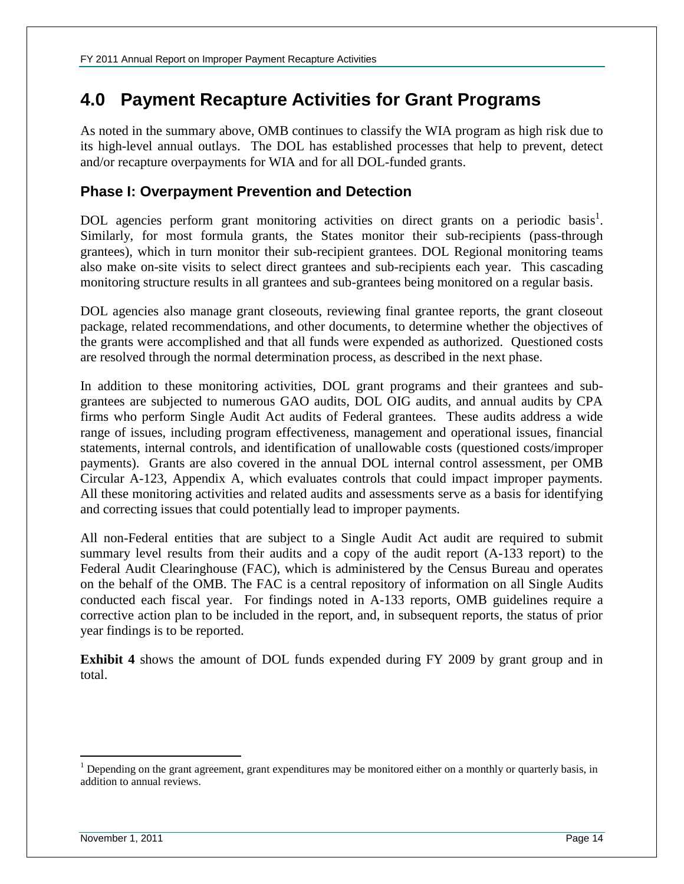# 4.0 Payment Recapture Activities for Grant Programs

As noted in the summary above, OMB continues to classify the WIA program as high risk due to its high-level annual outlays. The DOL has established processes that help to prevent, detect and/or recapture overpayments for WIA and for all DOL-funded grants.

## Phase I: Overpayment Prevention and Detection

DOL agencies perform grant monitoring activities on direct grants on a periodic basis[1]. Similarly, for most formula grants, the States monitor their sub-recipients (pass-through grantees), which in turn monitor their sub-recipient grantees. DOL Regional monitoring teams also make on-site visits to select direct grantees and sub-recipients each year. This cascading monitoring structure results in all grantees and sub-grantees being monitored on a regular basis.

DOL agencies also manage grant closeouts, reviewing final grantee reports, the grant closeout package, related recommendations, and other documents, to determine whether the objectives of the grants were accomplished and that all funds were expended as authorized. Questioned costs are resolved through the normal determination process, as described in the next phase.

In addition to these monitoring activities, DOL grant programs and their grantees and sub-grantees are subjected to numerous GAO audits, DOL OIG audits, and annual audits by CPA firms who perform Single Audit Act audits of Federal grantees. These audits address a wide range of issues, including program effectiveness, management and operational issues, financial statements, internal controls, and identification of unallowable costs (questioned costs/improper payments). Grants are also covered in the annual DOL internal control assessment, per OMB Circular A-123, Appendix A, which evaluates controls that could impact improper payments. All these monitoring activities and related audits and assessments serve as a basis for identifying and correcting issues that could potentially lead to improper payments.

All non-Federal entities that are subject to a Single Audit Act audit are required to submit summary level results from their audits and a copy of the audit report (A-133 report) to the Federal Audit Clearinghouse (FAC), which is administered by the Census Bureau and operates on the behalf of the OMB. The FAC is a central repository of information on all Single Audits conducted each fiscal year. For findings noted in A-133 reports, OMB guidelines require a corrective action plan to be included in the report, and, in subsequent reports, the status of prior year findings is to be reported.

**Exhibit 4** shows the amount of DOL funds expended during FY 2009 by grant group and in total.

[1] Depending on the grant agreement, grant expenditures may be monitored either on a monthly or quarterly basis, in addition to annual reviews.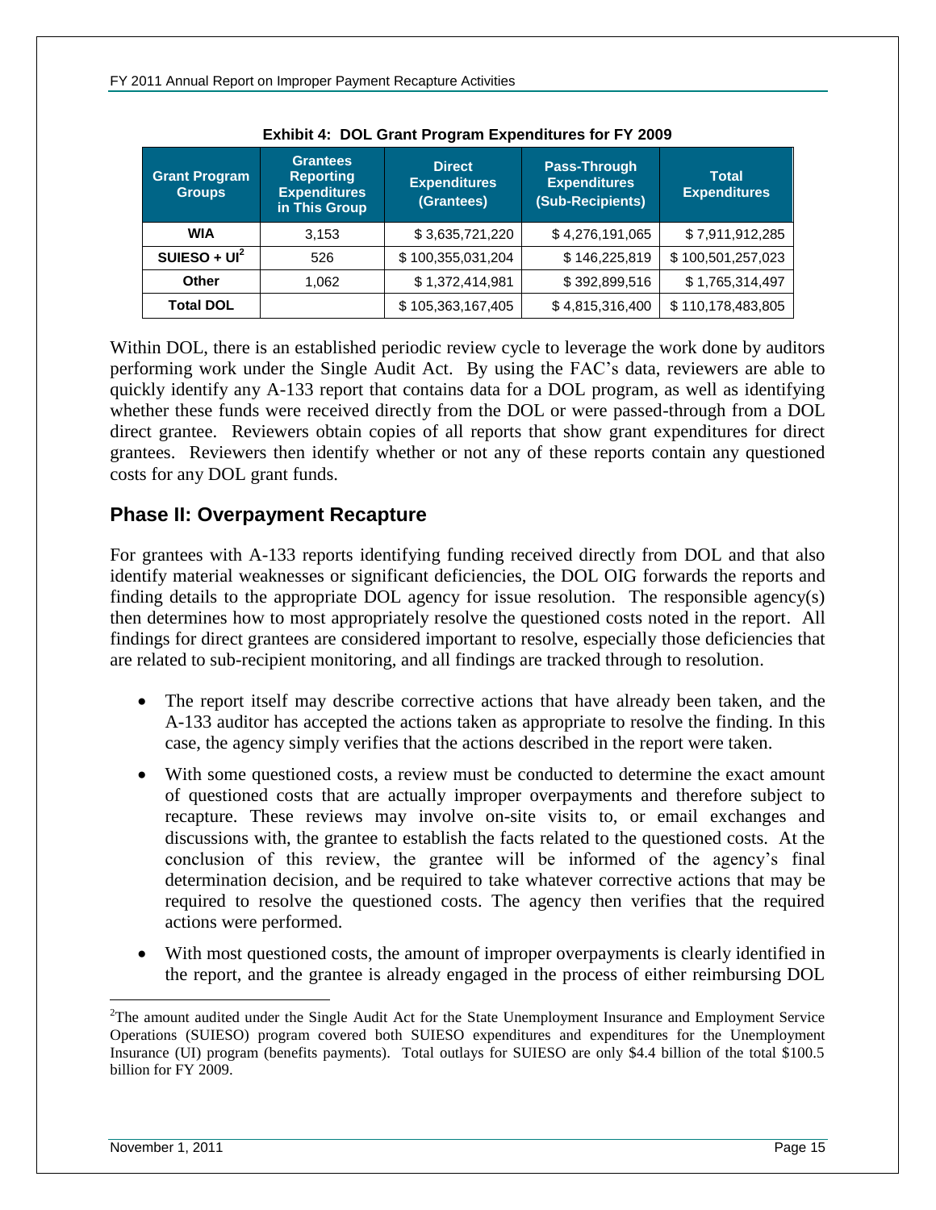**Exhibit 4: DOL Grant Program Expenditures for FY 2009**

| Grant Program Groups | Grantees Reporting Expenditures in This Group | Direct Expenditures (Grantees) | Pass-Through Expenditures (Sub-Recipients) | Total Expenditures |
|---|---|---|---|---|
| **WIA** | 3,153 | $ 3,635,721,220 | $ 4,276,191,065 | $ 7,911,912,285 |
| **SUIESO + UI[2]** | 526 | $ 100,355,031,204 | $ 146,225,819 | $ 100,501,257,023 |
| **Other** | 1,062 | $ 1,372,414,981 | $ 392,899,516 | $ 1,765,314,497 |
| **Total DOL** | | $ 105,363,167,405 | $ 4,815,316,400 | $ 110,178,483,805 |

Within DOL, there is an established periodic review cycle to leverage the work done by auditors performing work under the Single Audit Act. By using the FAC's data, reviewers are able to quickly identify any A-133 report that contains data for a DOL program, as well as identifying whether these funds were received directly from the DOL or were passed-through from a DOL direct grantee. Reviewers obtain copies of all reports that show grant expenditures for direct grantees. Reviewers then identify whether or not any of these reports contain any questioned costs for any DOL grant funds.

## Phase II: Overpayment Recapture

For grantees with A-133 reports identifying funding received directly from DOL and that also identify material weaknesses or significant deficiencies, the DOL OIG forwards the reports and finding details to the appropriate DOL agency for issue resolution. The responsible agency(s) then determines how to most appropriately resolve the questioned costs noted in the report. All findings for direct grantees are considered important to resolve, especially those deficiencies that are related to sub-recipient monitoring, and all findings are tracked through to resolution.

- The report itself may describe corrective actions that have already been taken, and the A-133 auditor has accepted the actions taken as appropriate to resolve the finding. In this case, the agency simply verifies that the actions described in the report were taken.
- With some questioned costs, a review must be conducted to determine the exact amount of questioned costs that are actually improper overpayments and therefore subject to recapture. These reviews may involve on-site visits to, or email exchanges and discussions with, the grantee to establish the facts related to the questioned costs. At the conclusion of this review, the grantee will be informed of the agency's final determination decision, and be required to take whatever corrective actions that may be required to resolve the questioned costs. The agency then verifies that the required actions were performed.
- With most questioned costs, the amount of improper overpayments is clearly identified in the report, and the grantee is already engaged in the process of either reimbursing DOL

[2]The amount audited under the Single Audit Act for the State Unemployment Insurance and Employment Service Operations (SUIESO) program covered both SUIESO expenditures and expenditures for the Unemployment Insurance (UI) program (benefits payments). Total outlays for SUIESO are only $4.4 billion of the total $100.5 billion for FY 2009.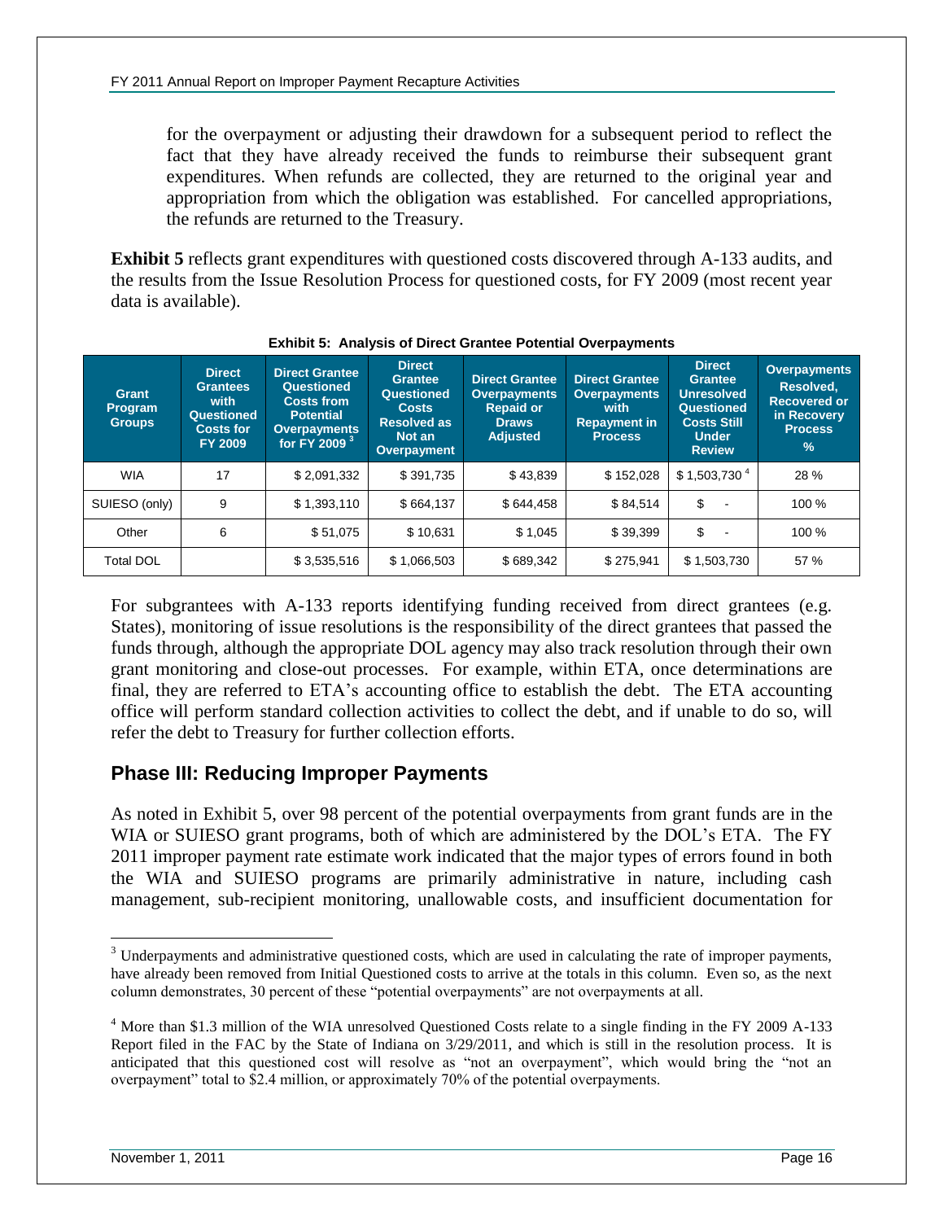for the overpayment or adjusting their drawdown for a subsequent period to reflect the fact that they have already received the funds to reimburse their subsequent grant expenditures. When refunds are collected, they are returned to the original year and appropriation from which the obligation was established. For cancelled appropriations, the refunds are returned to the Treasury.

**Exhibit 5** reflects grant expenditures with questioned costs discovered through A-133 audits, and the results from the Issue Resolution Process for questioned costs, for FY 2009 (most recent year data is available).

**Exhibit 5: Analysis of Direct Grantee Potential Overpayments**

| Grant Program Groups | Direct Grantees with Questioned Costs for FY 2009 | Direct Grantee Questioned Costs from Potential Overpayments for FY 2009 [3] | Direct Grantee Questioned Costs Resolved as Not an Overpayment | Direct Grantee Overpayments Repaid or Draws Adjusted | Direct Grantee Overpayments with Repayment in Process | Direct Grantee Unresolved Questioned Costs Still Under Review | Overpayments Resolved, Recovered or in Recovery Process % |
|---|---|---|---|---|---|---|---|
| WIA | 17 | $ 2,091,332 | $ 391,735 | $ 43,839 | $ 152,028 | $ 1,503,730 [4] | 28 % |
| SUIESO (only) | 9 | $ 1,393,110 | $ 664,137 | $ 644,458 | $ 84,514 | $ - | 100 % |
| Other | 6 | $ 51,075 | $ 10,631 | $ 1,045 | $ 39,399 | $ - | 100 % |
| Total DOL | | $ 3,535,516 | $ 1,066,503 | $ 689,342 | $ 275,941 | $ 1,503,730 | 57 % |

For subgrantees with A-133 reports identifying funding received from direct grantees (e.g. States), monitoring of issue resolutions is the responsibility of the direct grantees that passed the funds through, although the appropriate DOL agency may also track resolution through their own grant monitoring and close-out processes. For example, within ETA, once determinations are final, they are referred to ETA's accounting office to establish the debt. The ETA accounting office will perform standard collection activities to collect the debt, and if unable to do so, will refer the debt to Treasury for further collection efforts.

## Phase III: Reducing Improper Payments

As noted in Exhibit 5, over 98 percent of the potential overpayments from grant funds are in the WIA or SUIESO grant programs, both of which are administered by the DOL's ETA. The FY 2011 improper payment rate estimate work indicated that the major types of errors found in both the WIA and SUIESO programs are primarily administrative in nature, including cash management, sub-recipient monitoring, unallowable costs, and insufficient documentation for

[3] Underpayments and administrative questioned costs, which are used in calculating the rate of improper payments, have already been removed from Initial Questioned costs to arrive at the totals in this column. Even so, as the next column demonstrates, 30 percent of these "potential overpayments" are not overpayments at all.

[4] More than $1.3 million of the WIA unresolved Questioned Costs relate to a single finding in the FY 2009 A-133 Report filed in the FAC by the State of Indiana on 3/29/2011, and which is still in the resolution process. It is anticipated that this questioned cost will resolve as "not an overpayment", which would bring the "not an overpayment" total to $2.4 million, or approximately 70% of the potential overpayments.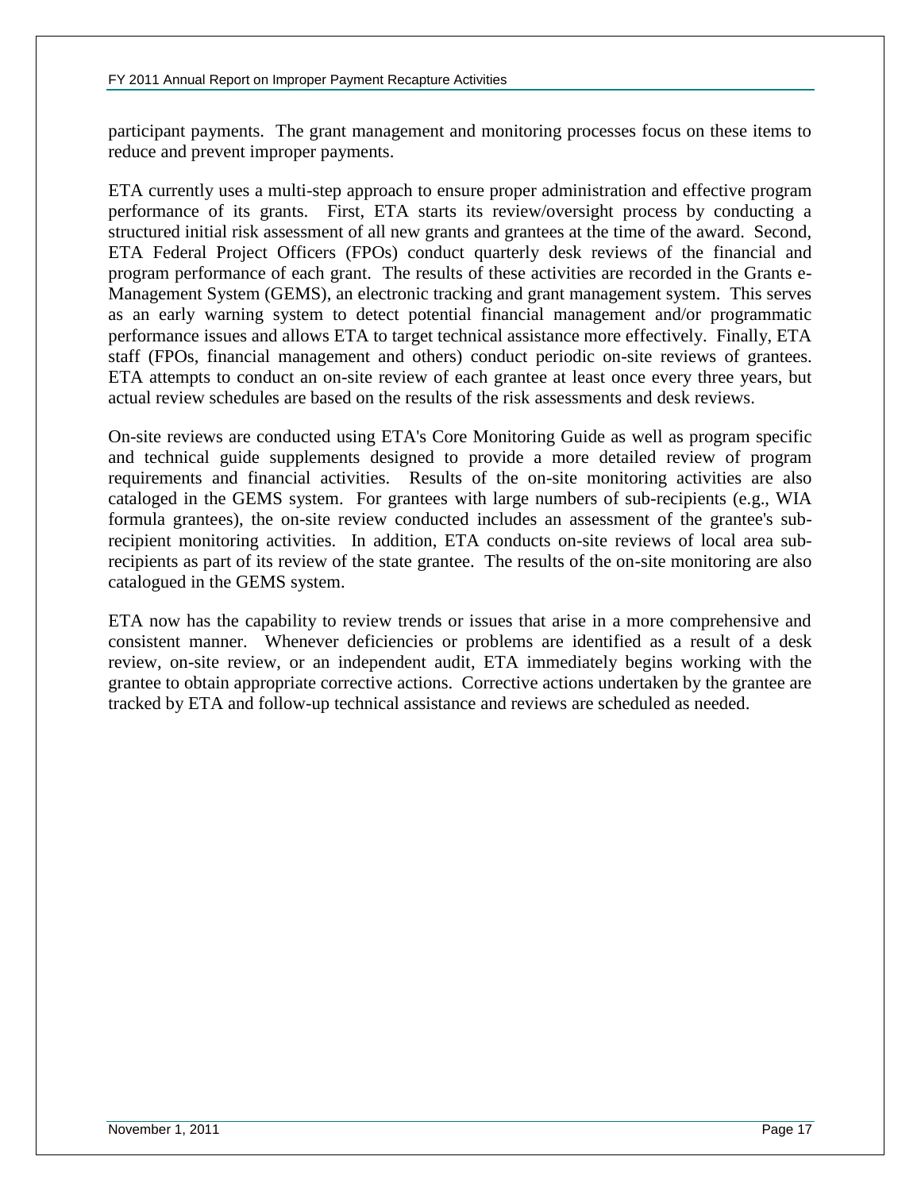participant payments. The grant management and monitoring processes focus on these items to reduce and prevent improper payments.

ETA currently uses a multi-step approach to ensure proper administration and effective program performance of its grants. First, ETA starts its review/oversight process by conducting a structured initial risk assessment of all new grants and grantees at the time of the award. Second, ETA Federal Project Officers (FPOs) conduct quarterly desk reviews of the financial and program performance of each grant. The results of these activities are recorded in the Grants e-Management System (GEMS), an electronic tracking and grant management system. This serves as an early warning system to detect potential financial management and/or programmatic performance issues and allows ETA to target technical assistance more effectively. Finally, ETA staff (FPOs, financial management and others) conduct periodic on-site reviews of grantees. ETA attempts to conduct an on-site review of each grantee at least once every three years, but actual review schedules are based on the results of the risk assessments and desk reviews.

On-site reviews are conducted using ETA's Core Monitoring Guide as well as program specific and technical guide supplements designed to provide a more detailed review of program requirements and financial activities. Results of the on-site monitoring activities are also cataloged in the GEMS system. For grantees with large numbers of sub-recipients (e.g., WIA formula grantees), the on-site review conducted includes an assessment of the grantee's sub-recipient monitoring activities. In addition, ETA conducts on-site reviews of local area sub-recipients as part of its review of the state grantee. The results of the on-site monitoring are also catalogued in the GEMS system.

ETA now has the capability to review trends or issues that arise in a more comprehensive and consistent manner. Whenever deficiencies or problems are identified as a result of a desk review, on-site review, or an independent audit, ETA immediately begins working with the grantee to obtain appropriate corrective actions. Corrective actions undertaken by the grantee are tracked by ETA and follow-up technical assistance and reviews are scheduled as needed.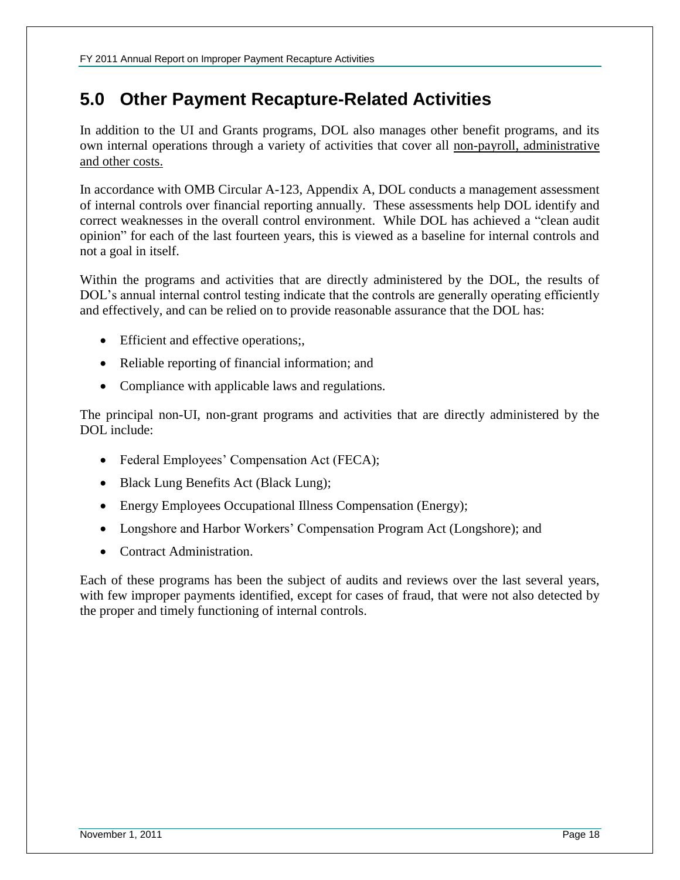# 5.0 Other Payment Recapture-Related Activities

In addition to the UI and Grants programs, DOL also manages other benefit programs, and its own internal operations through a variety of activities that cover all <u>non-payroll, administrative and other costs.</u>

In accordance with OMB Circular A-123, Appendix A, DOL conducts a management assessment of internal controls over financial reporting annually. These assessments help DOL identify and correct weaknesses in the overall control environment. While DOL has achieved a "clean audit opinion" for each of the last fourteen years, this is viewed as a baseline for internal controls and not a goal in itself.

Within the programs and activities that are directly administered by the DOL, the results of DOL's annual internal control testing indicate that the controls are generally operating efficiently and effectively, and can be relied on to provide reasonable assurance that the DOL has:

- Efficient and effective operations;,
- Reliable reporting of financial information; and
- Compliance with applicable laws and regulations.

The principal non-UI, non-grant programs and activities that are directly administered by the DOL include:

- Federal Employees' Compensation Act (FECA);
- Black Lung Benefits Act (Black Lung);
- Energy Employees Occupational Illness Compensation (Energy);
- Longshore and Harbor Workers' Compensation Program Act (Longshore); and
- Contract Administration.

Each of these programs has been the subject of audits and reviews over the last several years, with few improper payments identified, except for cases of fraud, that were not also detected by the proper and timely functioning of internal controls.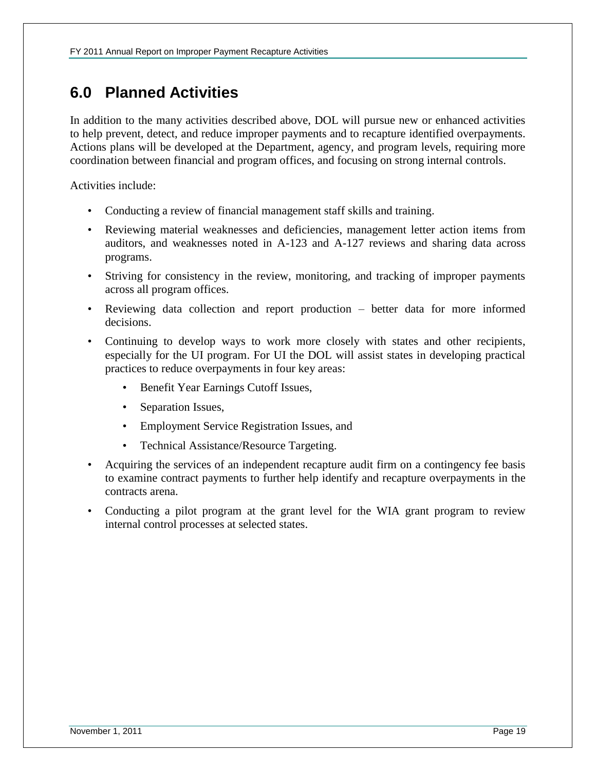## 6.0 Planned Activities

In addition to the many activities described above, DOL will pursue new or enhanced activities to help prevent, detect, and reduce improper payments and to recapture identified overpayments. Actions plans will be developed at the Department, agency, and program levels, requiring more coordination between financial and program offices, and focusing on strong internal controls.

Activities include:

- Conducting a review of financial management staff skills and training.
- Reviewing material weaknesses and deficiencies, management letter action items from auditors, and weaknesses noted in A-123 and A-127 reviews and sharing data across programs.
- Striving for consistency in the review, monitoring, and tracking of improper payments across all program offices.
- Reviewing data collection and report production – better data for more informed decisions.
- Continuing to develop ways to work more closely with states and other recipients, especially for the UI program. For UI the DOL will assist states in developing practical practices to reduce overpayments in four key areas:
  - Benefit Year Earnings Cutoff Issues,
  - Separation Issues,
  - Employment Service Registration Issues, and
  - Technical Assistance/Resource Targeting.
- Acquiring the services of an independent recapture audit firm on a contingency fee basis to examine contract payments to further help identify and recapture overpayments in the contracts arena.
- Conducting a pilot program at the grant level for the WIA grant program to review internal control processes at selected states.